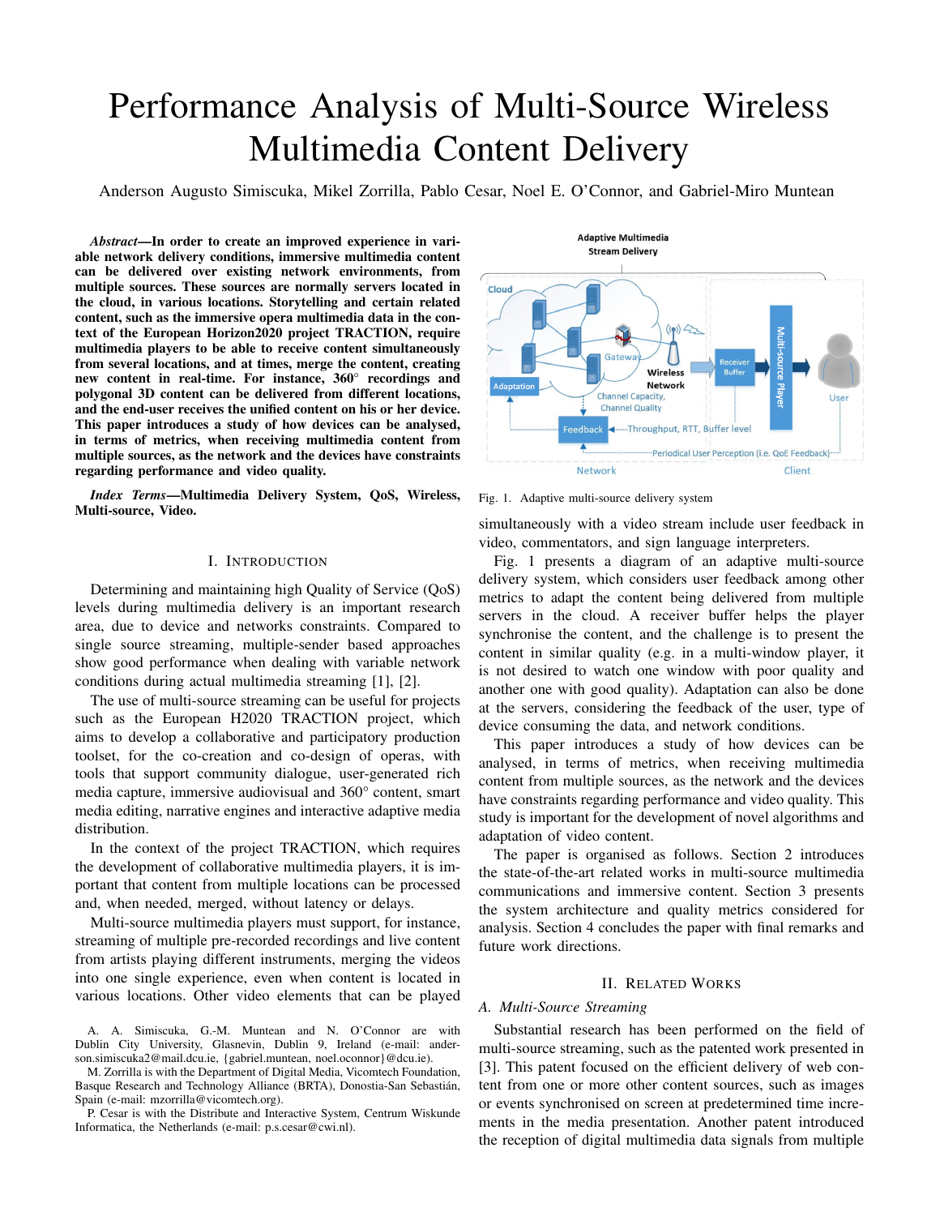# Performance Analysis of Multi-Source Wireless Multimedia Content Delivery

Anderson Augusto Simiscuka, Mikel Zorrilla, Pablo Cesar, Noel E. O'Connor, and Gabriel-Miro Muntean

***Abstract*—In order to create an improved experience in variable network delivery conditions, immersive multimedia content can be delivered over existing network environments, from multiple sources. These sources are normally servers located in the cloud, in various locations. Storytelling and certain related content, such as the immersive opera multimedia data in the context of the European Horizon2020 project TRACTION, require multimedia players to be able to receive content simultaneously from several locations, and at times, merge the content, creating new content in real-time. For instance, 360° recordings and polygonal 3D content can be delivered from different locations, and the end-user receives the unified content on his or her device. This paper introduces a study of how devices can be analysed, in terms of metrics, when receiving multimedia content from multiple sources, as the network and the devices have constraints regarding performance and video quality.**

***Index Terms*—Multimedia Delivery System, QoS, Wireless, Multi-source, Video.**

## I. Introduction

Determining and maintaining high Quality of Service (QoS) levels during multimedia delivery is an important research area, due to device and networks constraints. Compared to single source streaming, multiple-sender based approaches show good performance when dealing with variable network conditions during actual multimedia streaming [1], [2].

The use of multi-source streaming can be useful for projects such as the European H2020 TRACTION project, which aims to develop a collaborative and participatory production toolset, for the co-creation and co-design of operas, with tools that support community dialogue, user-generated rich media capture, immersive audiovisual and 360° content, smart media editing, narrative engines and interactive adaptive media distribution.

In the context of the project TRACTION, which requires the development of collaborative multimedia players, it is important that content from multiple locations can be processed and, when needed, merged, without latency or delays.

Multi-source multimedia players must support, for instance, streaming of multiple pre-recorded recordings and live content from artists playing different instruments, merging the videos into one single experience, even when content is located in various locations. Other video elements that can be played simultaneously with a video stream include user feedback in video, commentators, and sign language interpreters.

Fig. 1. Adaptive multi-source delivery system

Fig. 1 presents a diagram of an adaptive multi-source delivery system, which considers user feedback among other metrics to adapt the content being delivered from multiple servers in the cloud. A receiver buffer helps the player synchronise the content, and the challenge is to present the content in similar quality (e.g. in a multi-window player, it is not desired to watch one window with poor quality and another one with good quality). Adaptation can also be done at the servers, considering the feedback of the user, type of device consuming the data, and network conditions.

This paper introduces a study of how devices can be analysed, in terms of metrics, when receiving multimedia content from multiple sources, as the network and the devices have constraints regarding performance and video quality. This study is important for the development of novel algorithms and adaptation of video content.

The paper is organised as follows. Section 2 introduces the state-of-the-art related works in multi-source multimedia communications and immersive content. Section 3 presents the system architecture and quality metrics considered for analysis. Section 4 concludes the paper with final remarks and future work directions.

## II. Related Works

### A. Multi-Source Streaming

Substantial research has been performed on the field of multi-source streaming, such as the patented work presented in [3]. This patent focused on the efficient delivery of web content from one or more other content sources, such as images or events synchronised on screen at predetermined time increments in the media presentation. Another patent introduced the reception of digital multimedia data signals from multiple

A. A. Simiscuka, G.-M. Muntean and N. O'Connor are with Dublin City University, Glasnevin, Dublin 9, Ireland (e-mail: anderson.simiscuka2@mail.dcu.ie, {gabriel.muntean, noel.oconnor}@dcu.ie).

M. Zorrilla is with the Department of Digital Media, Vicomtech Foundation, Basque Research and Technology Alliance (BRTA), Donostia-San Sebastián, Spain (e-mail: mzorrilla@vicomtech.org).

P. Cesar is with the Distribute and Interactive System, Centrum Wiskunde Informatica, the Netherlands (e-mail: p.s.cesar@cwi.nl).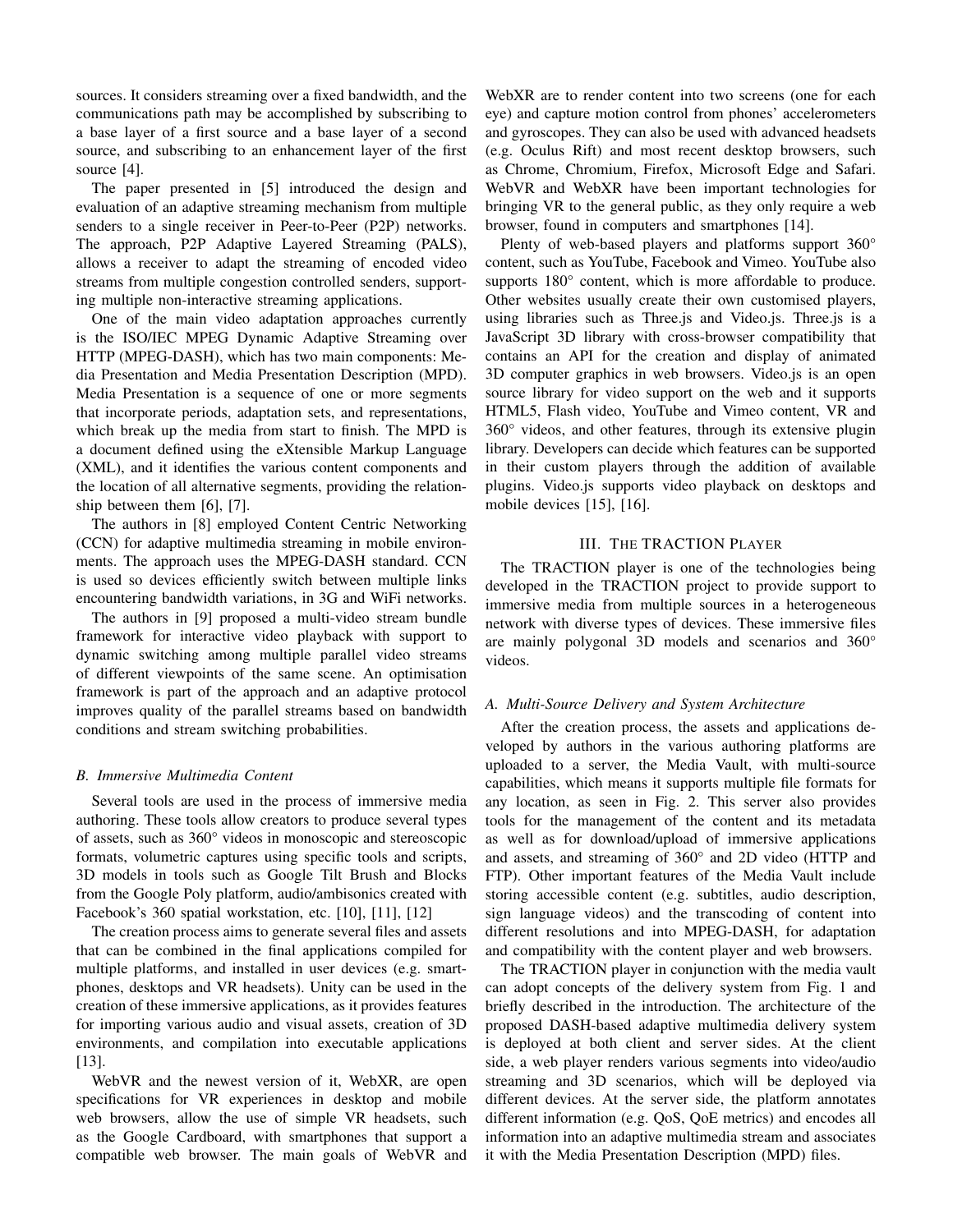sources. It considers streaming over a fixed bandwidth, and the communications path may be accomplished by subscribing to a base layer of a first source and a base layer of a second source, and subscribing to an enhancement layer of the first source [4].

The paper presented in [5] introduced the design and evaluation of an adaptive streaming mechanism from multiple senders to a single receiver in Peer-to-Peer (P2P) networks. The approach, P2P Adaptive Layered Streaming (PALS), allows a receiver to adapt the streaming of encoded video streams from multiple congestion controlled senders, supporting multiple non-interactive streaming applications.

One of the main video adaptation approaches currently is the ISO/IEC MPEG Dynamic Adaptive Streaming over HTTP (MPEG-DASH), which has two main components: Media Presentation and Media Presentation Description (MPD). Media Presentation is a sequence of one or more segments that incorporate periods, adaptation sets, and representations, which break up the media from start to finish. The MPD is a document defined using the eXtensible Markup Language (XML), and it identifies the various content components and the location of all alternative segments, providing the relationship between them [6], [7].

The authors in [8] employed Content Centric Networking (CCN) for adaptive multimedia streaming in mobile environments. The approach uses the MPEG-DASH standard. CCN is used so devices efficiently switch between multiple links encountering bandwidth variations, in 3G and WiFi networks.

The authors in [9] proposed a multi-video stream bundle framework for interactive video playback with support to dynamic switching among multiple parallel video streams of different viewpoints of the same scene. An optimisation framework is part of the approach and an adaptive protocol improves quality of the parallel streams based on bandwidth conditions and stream switching probabilities.

### *B. Immersive Multimedia Content*

Several tools are used in the process of immersive media authoring. These tools allow creators to produce several types of assets, such as 360° videos in monoscopic and stereoscopic formats, volumetric captures using specific tools and scripts, 3D models in tools such as Google Tilt Brush and Blocks from the Google Poly platform, audio/ambisonics created with Facebook's 360 spatial workstation, etc. [10], [11], [12]

The creation process aims to generate several files and assets that can be combined in the final applications compiled for multiple platforms, and installed in user devices (e.g. smartphones, desktops and VR headsets). Unity can be used in the creation of these immersive applications, as it provides features for importing various audio and visual assets, creation of 3D environments, and compilation into executable applications [13].

WebVR and the newest version of it, WebXR, are open specifications for VR experiences in desktop and mobile web browsers, allow the use of simple VR headsets, such as the Google Cardboard, with smartphones that support a compatible web browser. The main goals of WebVR and WebXR are to render content into two screens (one for each eye) and capture motion control from phones' accelerometers and gyroscopes. They can also be used with advanced headsets (e.g. Oculus Rift) and most recent desktop browsers, such as Chrome, Chromium, Firefox, Microsoft Edge and Safari. WebVR and WebXR have been important technologies for bringing VR to the general public, as they only require a web browser, found in computers and smartphones [14].

Plenty of web-based players and platforms support 360° content, such as YouTube, Facebook and Vimeo. YouTube also supports 180° content, which is more affordable to produce. Other websites usually create their own customised players, using libraries such as Three.js and Video.js. Three.js is a JavaScript 3D library with cross-browser compatibility that contains an API for the creation and display of animated 3D computer graphics in web browsers. Video.js is an open source library for video support on the web and it supports HTML5, Flash video, YouTube and Vimeo content, VR and 360° videos, and other features, through its extensive plugin library. Developers can decide which features can be supported in their custom players through the addition of available plugins. Video.js supports video playback on desktops and mobile devices [15], [16].

## III. The TRACTION Player

The TRACTION player is one of the technologies being developed in the TRACTION project to provide support to immersive media from multiple sources in a heterogeneous network with diverse types of devices. These immersive files are mainly polygonal 3D models and scenarios and 360° videos.

### *A. Multi-Source Delivery and System Architecture*

After the creation process, the assets and applications developed by authors in the various authoring platforms are uploaded to a server, the Media Vault, with multi-source capabilities, which means it supports multiple file formats for any location, as seen in Fig. 2. This server also provides tools for the management of the content and its metadata as well as for download/upload of immersive applications and assets, and streaming of 360° and 2D video (HTTP and FTP). Other important features of the Media Vault include storing accessible content (e.g. subtitles, audio description, sign language videos) and the transcoding of content into different resolutions and into MPEG-DASH, for adaptation and compatibility with the content player and web browsers.

The TRACTION player in conjunction with the media vault can adopt concepts of the delivery system from Fig. 1 and briefly described in the introduction. The architecture of the proposed DASH-based adaptive multimedia delivery system is deployed at both client and server sides. At the client side, a web player renders various segments into video/audio streaming and 3D scenarios, which will be deployed via different devices. At the server side, the platform annotates different information (e.g. QoS, QoE metrics) and encodes all information into an adaptive multimedia stream and associates it with the Media Presentation Description (MPD) files.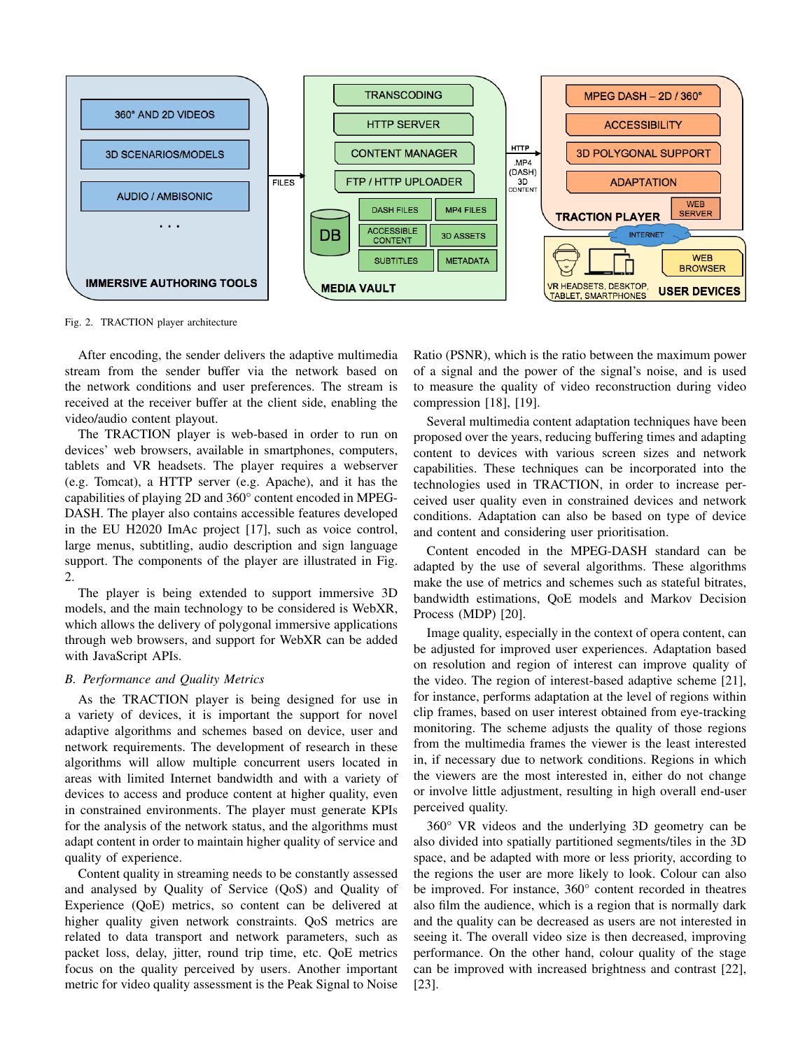Fig. 2. TRACTION player architecture

After encoding, the sender delivers the adaptive multimedia stream from the sender buffer via the network based on the network conditions and user preferences. The stream is received at the receiver buffer at the client side, enabling the video/audio content playout.

The TRACTION player is web-based in order to run on devices' web browsers, available in smartphones, computers, tablets and VR headsets. The player requires a webserver (e.g. Tomcat), a HTTP server (e.g. Apache), and it has the capabilities of playing 2D and 360° content encoded in MPEG-DASH. The player also contains accessible features developed in the EU H2020 ImAc project [17], such as voice control, large menus, subtitling, audio description and sign language support. The components of the player are illustrated in Fig. 2.

The player is being extended to support immersive 3D models, and the main technology to be considered is WebXR, which allows the delivery of polygonal immersive applications through web browsers, and support for WebXR can be added with JavaScript APIs.

### *B. Performance and Quality Metrics*

As the TRACTION player is being designed for use in a variety of devices, it is important the support for novel adaptive algorithms and schemes based on device, user and network requirements. The development of research in these algorithms will allow multiple concurrent users located in areas with limited Internet bandwidth and with a variety of devices to access and produce content at higher quality, even in constrained environments. The player must generate KPIs for the analysis of the network status, and the algorithms must adapt content in order to maintain higher quality of service and quality of experience.

Content quality in streaming needs to be constantly assessed and analysed by Quality of Service (QoS) and Quality of Experience (QoE) metrics, so content can be delivered at higher quality given network constraints. QoS metrics are related to data transport and network parameters, such as packet loss, delay, jitter, round trip time, etc. QoE metrics focus on the quality perceived by users. Another important metric for video quality assessment is the Peak Signal to Noise Ratio (PSNR), which is the ratio between the maximum power of a signal and the power of the signal's noise, and is used to measure the quality of video reconstruction during video compression [18], [19].

Several multimedia content adaptation techniques have been proposed over the years, reducing buffering times and adapting content to devices with various screen sizes and network capabilities. These techniques can be incorporated into the technologies used in TRACTION, in order to increase perceived user quality even in constrained devices and network conditions. Adaptation can also be based on type of device and content and considering user prioritisation.

Content encoded in the MPEG-DASH standard can be adapted by the use of several algorithms. These algorithms make the use of metrics and schemes such as stateful bitrates, bandwidth estimations, QoE models and Markov Decision Process (MDP) [20].

Image quality, especially in the context of opera content, can be adjusted for improved user experiences. Adaptation based on resolution and region of interest can improve quality of the video. The region of interest-based adaptive scheme [21], for instance, performs adaptation at the level of regions within clip frames, based on user interest obtained from eye-tracking monitoring. The scheme adjusts the quality of those regions from the multimedia frames the viewer is the least interested in, if necessary due to network conditions. Regions in which the viewers are the most interested in, either do not change or involve little adjustment, resulting in high overall end-user perceived quality.

360° VR videos and the underlying 3D geometry can be also divided into spatially partitioned segments/tiles in the 3D space, and be adapted with more or less priority, according to the regions the user are more likely to look. Colour can also be improved. For instance, 360° content recorded in theatres also film the audience, which is a region that is normally dark and the quality can be decreased as users are not interested in seeing it. The overall video size is then decreased, improving performance. On the other hand, colour quality of the stage can be improved with increased brightness and contrast [22], [23].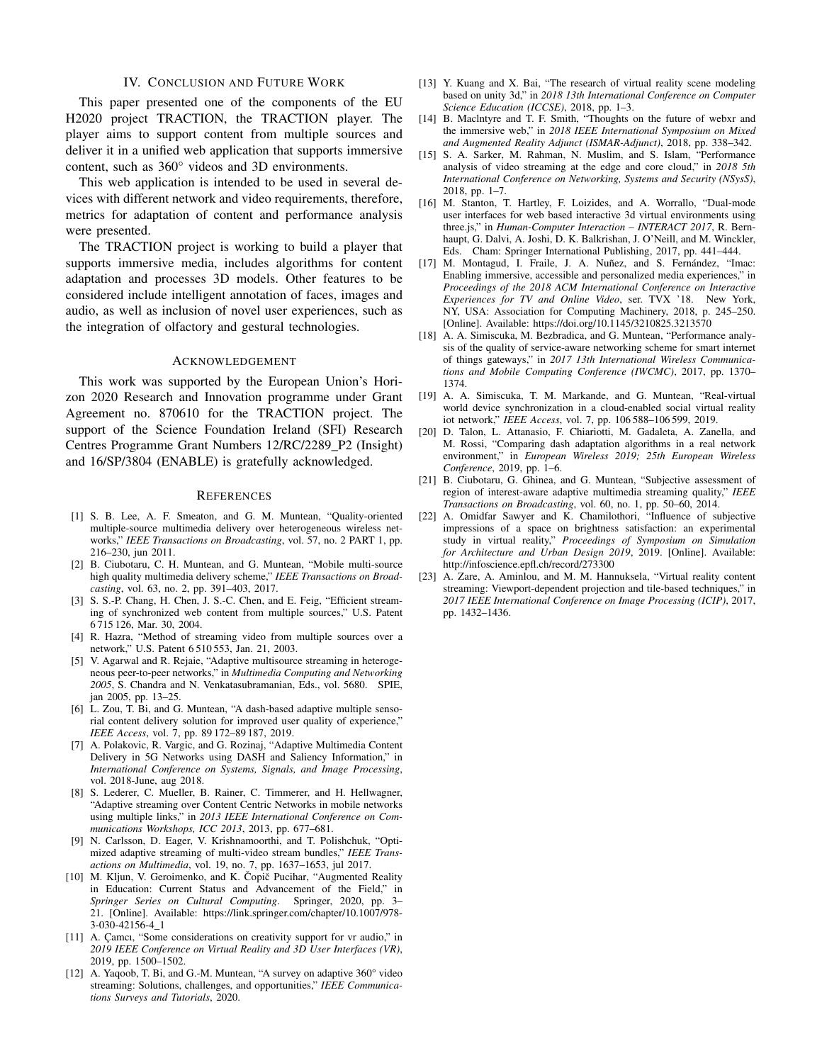## IV. Conclusion and Future Work

This paper presented one of the components of the EU H2020 project TRACTION, the TRACTION player. The player aims to support content from multiple sources and deliver it in a unified web application that supports immersive content, such as 360° videos and 3D environments.

This web application is intended to be used in several devices with different network and video requirements, therefore, metrics for adaptation of content and performance analysis were presented.

The TRACTION project is working to build a player that supports immersive media, includes algorithms for content adaptation and processes 3D models. Other features to be considered include intelligent annotation of faces, images and audio, as well as inclusion of novel user experiences, such as the integration of olfactory and gestural technologies.

## Acknowledgement

This work was supported by the European Union's Horizon 2020 Research and Innovation programme under Grant Agreement no. 870610 for the TRACTION project. The support of the Science Foundation Ireland (SFI) Research Centres Programme Grant Numbers 12/RC/2289_P2 (Insight) and 16/SP/3804 (ENABLE) is gratefully acknowledged.

## References

[1] S. B. Lee, A. F. Smeaton, and G. M. Muntean, "Quality-oriented multiple-source multimedia delivery over heterogeneous wireless networks," *IEEE Transactions on Broadcasting*, vol. 57, no. 2 PART 1, pp. 216–230, jun 2011.

[2] B. Ciubotaru, C. H. Muntean, and G. Muntean, "Mobile multi-source high quality multimedia delivery scheme," *IEEE Transactions on Broadcasting*, vol. 63, no. 2, pp. 391–403, 2017.

[3] S. S.-P. Chang, H. Chen, J. S.-C. Chen, and E. Feig, "Efficient streaming of synchronized web content from multiple sources," U.S. Patent 6 715 126, Mar. 30, 2004.

[4] R. Hazra, "Method of streaming video from multiple sources over a network," U.S. Patent 6 510 553, Jan. 21, 2003.

[5] V. Agarwal and R. Rejaie, "Adaptive multisource streaming in heterogeneous peer-to-peer networks," in *Multimedia Computing and Networking 2005*, S. Chandra and N. Venkatasubramanian, Eds., vol. 5680. SPIE, jan 2005, pp. 13–25.

[6] L. Zou, T. Bi, and G. Muntean, "A dash-based adaptive multiple sensorial content delivery solution for improved user quality of experience," *IEEE Access*, vol. 7, pp. 89 172–89 187, 2019.

[7] A. Polakovic, R. Vargic, and G. Rozinaj, "Adaptive Multimedia Content Delivery in 5G Networks using DASH and Saliency Information," in *International Conference on Systems, Signals, and Image Processing*, vol. 2018-June, aug 2018.

[8] S. Lederer, C. Mueller, B. Rainer, C. Timmerer, and H. Hellwagner, "Adaptive streaming over Content Centric Networks in mobile networks using multiple links," in *2013 IEEE International Conference on Communications Workshops, ICC 2013*, 2013, pp. 677–681.

[9] N. Carlsson, D. Eager, V. Krishnamoorthi, and T. Polishchuk, "Optimized adaptive streaming of multi-video stream bundles," *IEEE Transactions on Multimedia*, vol. 19, no. 7, pp. 1637–1653, jul 2017.

[10] M. Kljun, V. Geroimenko, and K. Čopič Pucihar, "Augmented Reality in Education: Current Status and Advancement of the Field," in *Springer Series on Cultural Computing*. Springer, 2020, pp. 3–21. [Online]. Available: https://link.springer.com/chapter/10.1007/978-3-030-42156-4_1

[11] A. Çamcı, "Some considerations on creativity support for vr audio," in *2019 IEEE Conference on Virtual Reality and 3D User Interfaces (VR)*, 2019, pp. 1500–1502.

[12] A. Yaqoob, T. Bi, and G.-M. Muntean, "A survey on adaptive 360° video streaming: Solutions, challenges, and opportunities," *IEEE Communications Surveys and Tutorials*, 2020.

[13] Y. Kuang and X. Bai, "The research of virtual reality scene modeling based on unity 3d," in *2018 13th International Conference on Computer Science Education (ICCSE)*, 2018, pp. 1–3.

[14] B. MacIntyre and T. F. Smith, "Thoughts on the future of webxr and the immersive web," in *2018 IEEE International Symposium on Mixed and Augmented Reality Adjunct (ISMAR-Adjunct)*, 2018, pp. 338–342.

[15] S. A. Sarker, M. Rahman, N. Muslim, and S. Islam, "Performance analysis of video streaming at the edge and core cloud," in *2018 5th International Conference on Networking, Systems and Security (NSysS)*, 2018, pp. 1–7.

[16] M. Stanton, T. Hartley, F. Loizides, and A. Worrallo, "Dual-mode user interfaces for web based interactive 3d virtual environments using three.js," in *Human-Computer Interaction – INTERACT 2017*, R. Bernhaupt, G. Dalvi, A. Joshi, D. K. Balkrishan, J. O'Neill, and M. Winckler, Eds. Cham: Springer International Publishing, 2017, pp. 441–444.

[17] M. Montagud, I. Fraile, J. A. Nuñez, and S. Fernández, "Imac: Enabling immersive, accessible and personalized media experiences," in *Proceedings of the 2018 ACM International Conference on Interactive Experiences for TV and Online Video*, ser. TVX '18. New York, NY, USA: Association for Computing Machinery, 2018, p. 245–250. [Online]. Available: https://doi.org/10.1145/3210825.3213570

[18] A. A. Simiscuka, M. Bezbradica, and G. Muntean, "Performance analysis of the quality of service-aware networking scheme for smart internet of things gateways," in *2017 13th International Wireless Communications and Mobile Computing Conference (IWCMC)*, 2017, pp. 1370–1374.

[19] A. A. Simiscuka, T. M. Markande, and G. Muntean, "Real-virtual world device synchronization in a cloud-enabled social virtual reality iot network," *IEEE Access*, vol. 7, pp. 106 588–106 599, 2019.

[20] D. Talon, L. Attanasio, F. Chiariotti, M. Gadaleta, A. Zanella, and M. Rossi, "Comparing dash adaptation algorithms in a real network environment," in *European Wireless 2019; 25th European Wireless Conference*, 2019, pp. 1–6.

[21] B. Ciubotaru, G. Ghinea, and G. Muntean, "Subjective assessment of region of interest-aware adaptive multimedia streaming quality," *IEEE Transactions on Broadcasting*, vol. 60, no. 1, pp. 50–60, 2014.

[22] A. Omidfar Sawyer and K. Chamilothori, "Influence of subjective impressions of a space on brightness satisfaction: an experimental study in virtual reality," *Proceedings of Symposium on Simulation for Architecture and Urban Design 2019*, 2019. [Online]. Available: http://infoscience.epfl.ch/record/273300

[23] A. Zare, A. Aminlou, and M. M. Hannuksela, "Virtual reality content streaming: Viewport-dependent projection and tile-based techniques," in *2017 IEEE International Conference on Image Processing (ICIP)*, 2017, pp. 1432–1436.